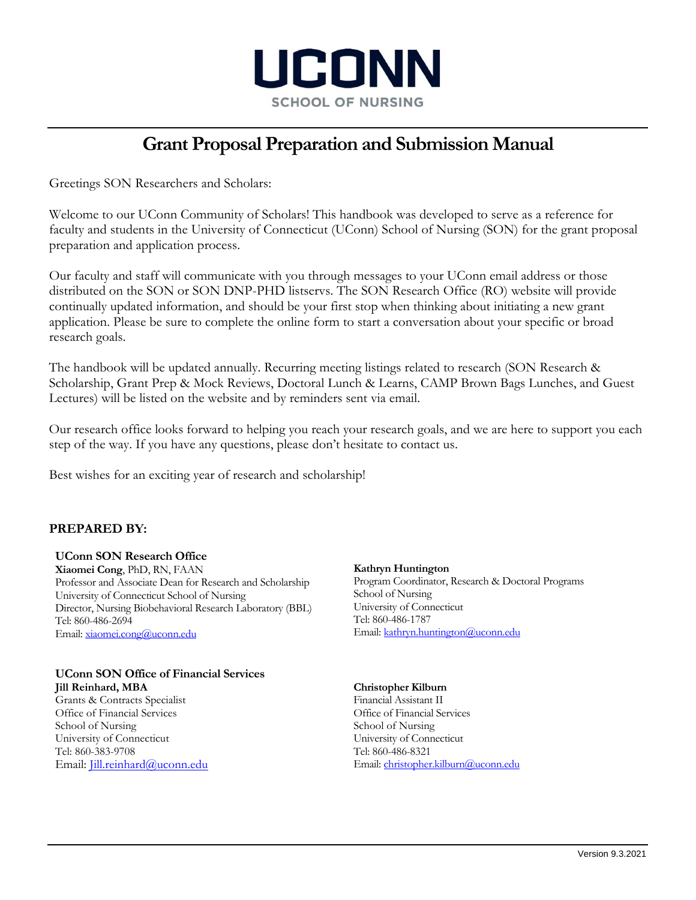# UCONN

SCHOOL OF NURSING

# Grant Proposal Preparation and Submission Manual

Greetings SON Researchers and Scholars:

Welcome to our UConn Community of Scholars! This handbook was developed to serve as a reference for faculty and students in the University of Connecticut (UConn) School of Nursing (SON) for the grant proposal preparation and application process.

Our faculty and staff will communicate with you through messages to your UConn email address or those distributed on the SON or SON DNP-PHD listservs. The SON Research Office (RO) website will provide continually updated information, and should be your first stop when thinking about initiating a new grant application. Please be sure to complete the online form to start a conversation about your specific or broad research goals.

The handbook will be updated annually. Recurring meeting listings related to research (SON Research & Scholarship, Grant Prep & Mock Reviews, Doctoral Lunch & Learns, CAMP Brown Bags Lunches, and Guest Lectures) will be listed on the website and by reminders sent via email.

Our research office looks forward to helping you reach your research goals, and we are here to support you each step of the way. If you have any questions, please don't hesitate to contact us.

Best wishes for an exciting year of research and scholarship!

**PREPARED BY:**

**UConn SON Research Office**

**Xiaomei Cong**, PhD, RN, FAAN
Professor and Associate Dean for Research and Scholarship
University of Connecticut School of Nursing
Director, Nursing Biobehavioral Research Laboratory (BBL)
Tel: 860-486-2694
Email: xiaomei.cong@uconn.edu

**Kathryn Huntington**
Program Coordinator, Research & Doctoral Programs
School of Nursing
University of Connecticut
Tel: 860-486-1787
Email: kathryn.huntington@uconn.edu

**UConn SON Office of Financial Services**

**Jill Reinhard, MBA**
Grants & Contracts Specialist
Office of Financial Services
School of Nursing
University of Connecticut
Tel: 860-383-9708
Email: Jill.reinhard@uconn.edu

**Christopher Kilburn**
Financial Assistant II
Office of Financial Services
School of Nursing
University of Connecticut
Tel: 860-486-8321
Email: christopher.kilburn@uconn.edu

Version 9.3.2021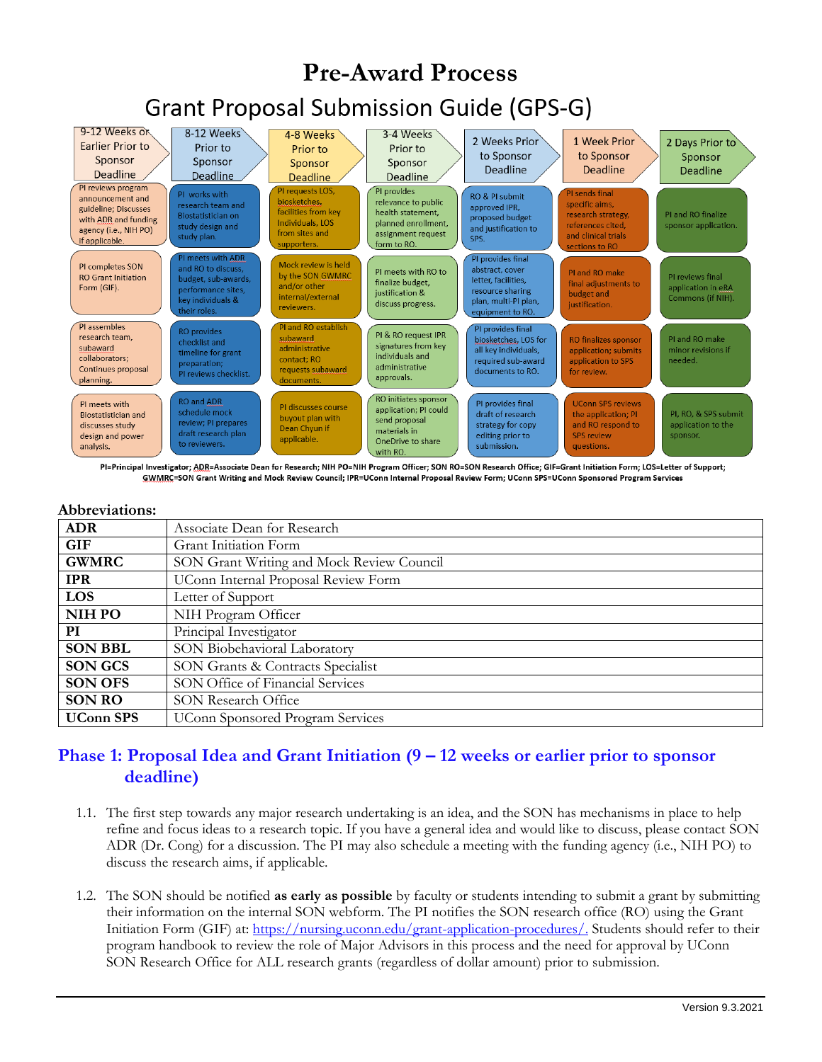# Pre-Award Process

## Grant Proposal Submission Guide (GPS-G)

| 9-12 Weeks or Earlier Prior to Sponsor Deadline | 8-12 Weeks Prior to Sponsor Deadline | 4-8 Weeks Prior to Sponsor Deadline | 3-4 Weeks Prior to Sponsor Deadline | 2 Weeks Prior to Sponsor Deadline | 1 Week Prior to Sponsor Deadline | 2 Days Prior to Sponsor Deadline |
|---|---|---|---|---|---|---|
| PI reviews program announcement and guideline; Discusses with ADR and funding agency (i.e., NIH PO) if applicable. | PI works with research team and Biostatistician on study design and study plan. | PI requests LOS, biosketches, facilities from key Individuals, LOS from sites and supporters. | PI provides relevance to public health statement, planned enrollment, assignment request form to RO. | RO & PI submit approved IPR, proposed budget and justification to SPS. | PI sends final specific aims, research strategy, references cited, and clinical trials sections to RO | PI and RO finalize sponsor application. |
| PI completes SON RO Grant Initiation Form (GIF). | PI meets with ADR and RO to discuss, budget, sub-awards, performance sites, key individuals & their roles. | Mock review is held by the SON GWMRC and/or other internal/external reviewers. | PI meets with RO to finalize budget, justification & discuss progress. | PI provides final abstract, cover letter, facilities, resource sharing plan, multi-PI plan, equipment to RO. | PI and RO make final adjustments to budget and justification. | PI reviews final application in eRA Commons (if NIH). |
| PI assembles research team, subaward collaborators; Continues proposal planning. | RO provides checklist and timeline for grant preparation; PI reviews checklist. | PI and RO establish subaward administrative contact; RO requests subaward documents. | PI & RO request IPR signatures from key individuals and administrative approvals. | PI provides final biosketches, LOS for all key individuals, required sub-award documents to RO. | RO finalizes sponsor application; submits application to SPS for review. | PI and RO make minor revisions if needed. |
| PI meets with Biostatistician and discusses study design and power analysis. | RO and ADR schedule mock review; PI prepares draft research plan to reviewers. | PI discusses course buyout plan with Dean Chyun if applicable. | RO initiates sponsor application; PI could send proposal materials in OneDrive to share with RO. | PI provides final draft of research strategy for copy editing prior to submission. | UConn SPS reviews the application; PI and RO respond to SPS review questions. | PI, RO, & SPS submit application to the sponsor. |

PI=Principal Investigator; ADR=Associate Dean for Research; NIH PO=NIH Program Officer; SON RO=SON Research Office; GIF=Grant Initiation Form; LOS=Letter of Support; GWMRC=SON Grant Writing and Mock Review Council; IPR=UConn Internal Proposal Review Form; UConn SPS=UConn Sponsored Program Services

**Abbreviations:**

| | |
|---|---|
| **ADR** | Associate Dean for Research |
| **GIF** | Grant Initiation Form |
| **GWMRC** | SON Grant Writing and Mock Review Council |
| **IPR** | UConn Internal Proposal Review Form |
| **LOS** | Letter of Support |
| **NIH PO** | NIH Program Officer |
| **PI** | Principal Investigator |
| **SON BBL** | SON Biobehavioral Laboratory |
| **SON GCS** | SON Grants & Contracts Specialist |
| **SON OFS** | SON Office of Financial Services |
| **SON RO** | SON Research Office |
| **UConn SPS** | UConn Sponsored Program Services |

## Phase 1: Proposal Idea and Grant Initiation (9 – 12 weeks or earlier prior to sponsor deadline)

1.1. The first step towards any major research undertaking is an idea, and the SON has mechanisms in place to help refine and focus ideas to a research topic. If you have a general idea and would like to discuss, please contact SON ADR (Dr. Cong) for a discussion. The PI may also schedule a meeting with the funding agency (i.e., NIH PO) to discuss the research aims, if applicable.

1.2. The SON should be notified **as early as possible** by faculty or students intending to submit a grant by submitting their information on the internal SON webform. The PI notifies the SON research office (RO) using the Grant Initiation Form (GIF) at: https://nursing.uconn.edu/grant-application-procedures/. Students should refer to their program handbook to review the role of Major Advisors in this process and the need for approval by UConn SON Research Office for ALL research grants (regardless of dollar amount) prior to submission.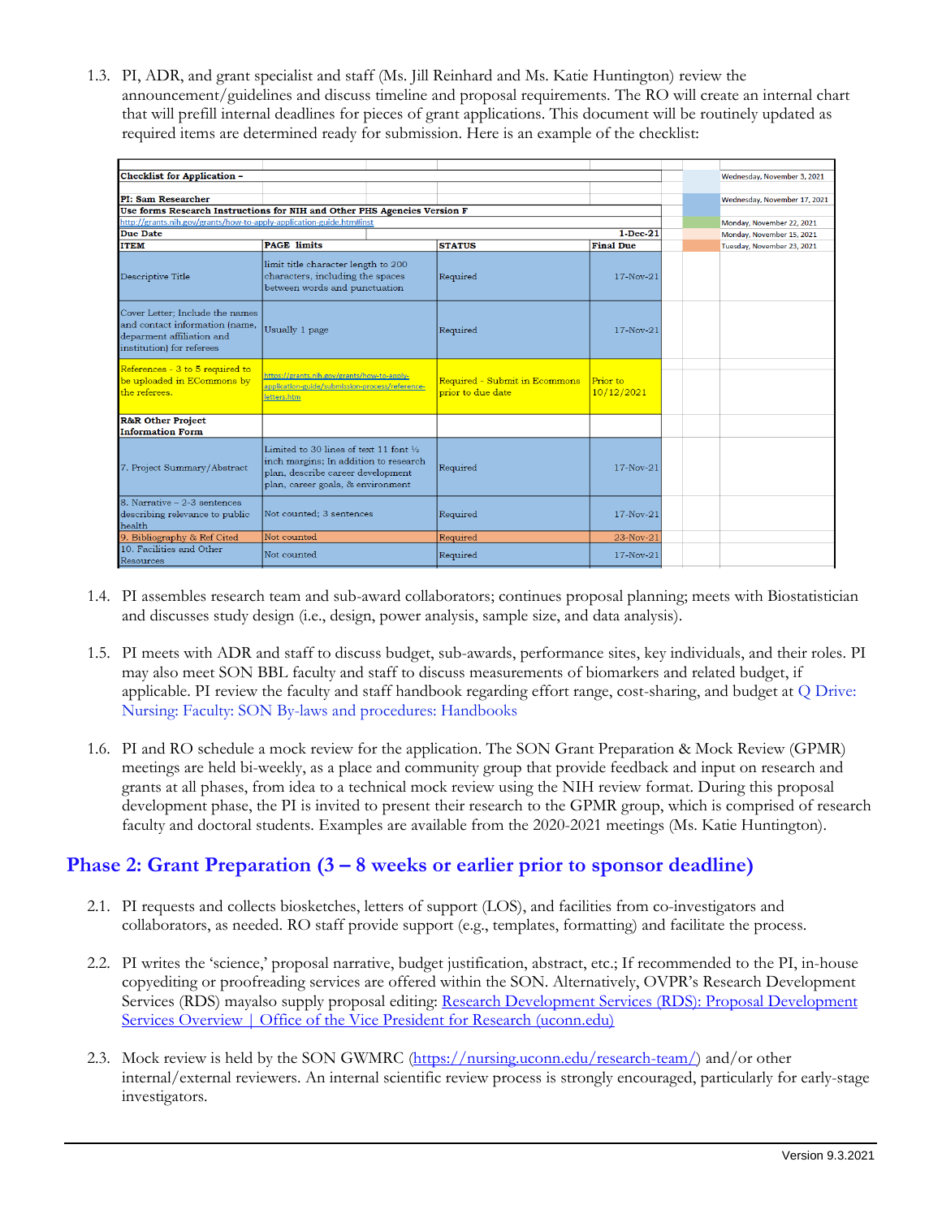1.3. PI, ADR, and grant specialist and staff (Ms. Jill Reinhard and Ms. Katie Huntington) review the announcement/guidelines and discuss timeline and proposal requirements. The RO will create an internal chart that will prefill internal deadlines for pieces of grant applications. This document will be routinely updated as required items are determined ready for submission. Here is an example of the checklist:

| Checklist for Application – | | | | | |
|---|---|---|---|---|---|
| | | | | | Wednesday, November 3, 2021 |
| PI: Sam Researcher | | | | | Wednesday, November 17, 2021 |
| Use forms Research Instructions for NIH and Other PHS Agencies Version F | | | | | |
| http://grants.nih.gov/grants/how-to-apply-application-guide.htm#inst | | | | | Monday, November 22, 2021 |
| Due Date | | | 1-Dec-21 | | Monday, November 15, 2021 |
| ITEM | PAGE limits | STATUS | Final Due | | Tuesday, November 23, 2021 |
| Descriptive Title | limit title character length to 200 characters, including the spaces between words and punctuation | Required | 17-Nov-21 | | |
| Cover Letter; Include the names and contact information (name, deparment affiliation and institution) for referees | Usually 1 page | Required | 17-Nov-21 | | |
| References - 3 to 5 required to be uploaded in ECommons by the referees. | https://grants.nih.gov/grants/how-to-apply-application-guide/submission-process/reference-letters.htm | Required - Submit in Ecommons prior to due date | Prior to 10/12/2021 | | |
| R&R Other Project Information Form | | | | | |
| 7. Project Summary/Abstract | Limited to 30 lines of text 11 font ½ inch margins; In addition to research plan, describe career development plan, career goals, & environment | Required | 17-Nov-21 | | |
| 8. Narrative – 2-3 sentences describing relevance to public health | Not counted; 3 sentences | Required | 17-Nov-21 | | |
| 9. Bibliography & Ref Cited | Not counted | Required | 23-Nov-21 | | |
| 10. Facilities and Other Resources | Not counted | Required | 17-Nov-21 | | |

1.4. PI assembles research team and sub-award collaborators; continues proposal planning; meets with Biostatistician and discusses study design (i.e., design, power analysis, sample size, and data analysis).

1.5. PI meets with ADR and staff to discuss budget, sub-awards, performance sites, key individuals, and their roles. PI may also meet SON BBL faculty and staff to discuss measurements of biomarkers and related budget, if applicable. PI review the faculty and staff handbook regarding effort range, cost-sharing, and budget at Q Drive: Nursing: Faculty: SON By-laws and procedures: Handbooks

1.6. PI and RO schedule a mock review for the application. The SON Grant Preparation & Mock Review (GPMR) meetings are held bi-weekly, as a place and community group that provide feedback and input on research and grants at all phases, from idea to a technical mock review using the NIH review format. During this proposal development phase, the PI is invited to present their research to the GPMR group, which is comprised of research faculty and doctoral students. Examples are available from the 2020-2021 meetings (Ms. Katie Huntington).

## Phase 2: Grant Preparation (3 – 8 weeks or earlier prior to sponsor deadline)

2.1. PI requests and collects biosketches, letters of support (LOS), and facilities from co-investigators and collaborators, as needed. RO staff provide support (e.g., templates, formatting) and facilitate the process.

2.2. PI writes the 'science,' proposal narrative, budget justification, abstract, etc.; If recommended to the PI, in-house copyediting or proofreading services are offered within the SON. Alternatively, OVPR's Research Development Services (RDS) mayalso supply proposal editing: Research Development Services (RDS): Proposal Development Services Overview | Office of the Vice President for Research (uconn.edu)

2.3. Mock review is held by the SON GWMRC (https://nursing.uconn.edu/research-team/) and/or other internal/external reviewers. An internal scientific review process is strongly encouraged, particularly for early-stage investigators.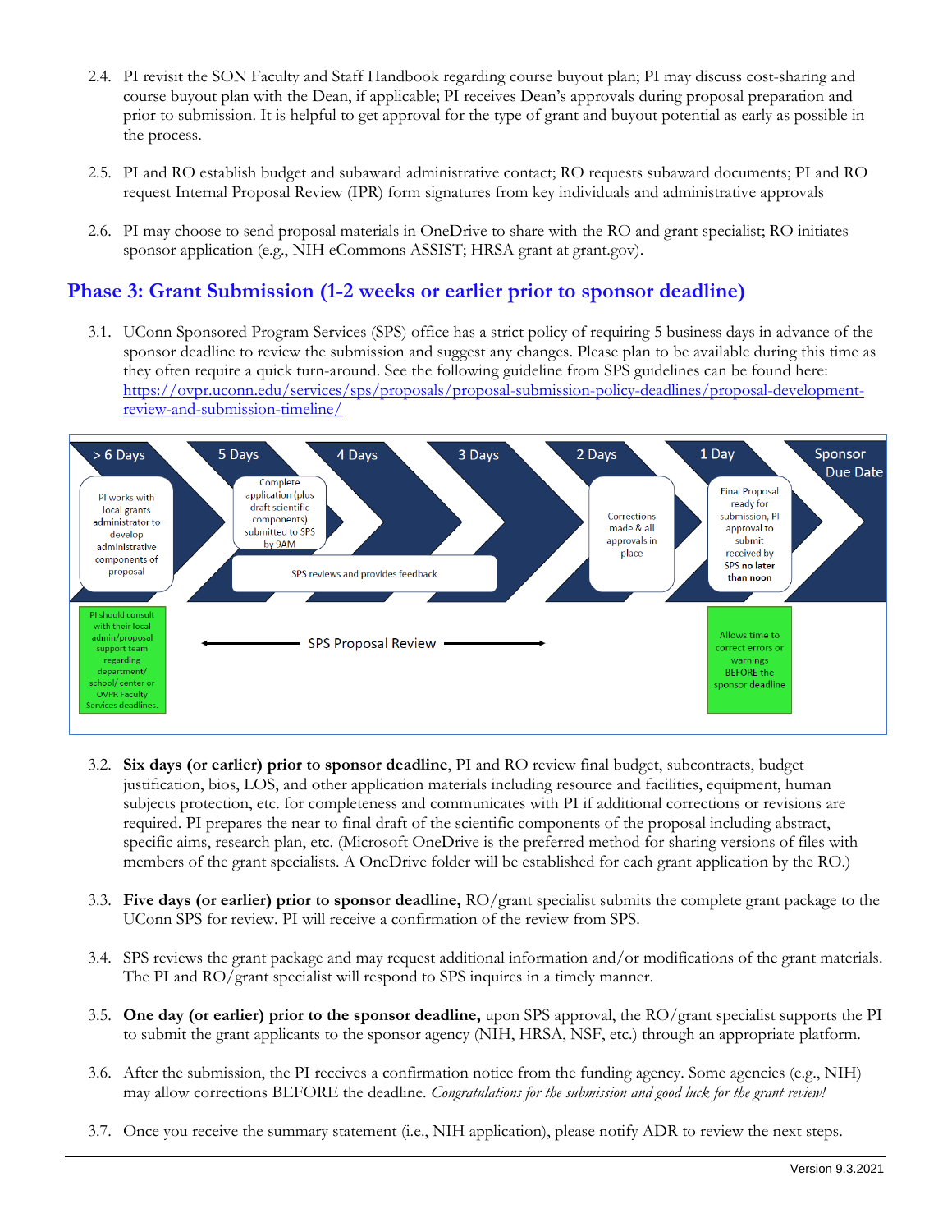2.4. PI revisit the SON Faculty and Staff Handbook regarding course buyout plan; PI may discuss cost-sharing and course buyout plan with the Dean, if applicable; PI receives Dean's approvals during proposal preparation and prior to submission. It is helpful to get approval for the type of grant and buyout potential as early as possible in the process.

2.5. PI and RO establish budget and subaward administrative contact; RO requests subaward documents; PI and RO request Internal Proposal Review (IPR) form signatures from key individuals and administrative approvals

2.6. PI may choose to send proposal materials in OneDrive to share with the RO and grant specialist; RO initiates sponsor application (e.g., NIH eCommons ASSIST; HRSA grant at grant.gov).

## Phase 3: Grant Submission (1-2 weeks or earlier prior to sponsor deadline)

3.1. UConn Sponsored Program Services (SPS) office has a strict policy of requiring 5 business days in advance of the sponsor deadline to review the submission and suggest any changes. Please plan to be available during this time as they often require a quick turn-around. See the following guideline from SPS guidelines can be found here: [https://ovpr.uconn.edu/services/sps/proposals/proposal-submission-policy-deadlines/proposal-development-review-and-submission-timeline/](https://ovpr.uconn.edu/services/sps/proposals/proposal-submission-policy-deadlines/proposal-development-review-and-submission-timeline/)

| > 6 Days | 5 Days | 4 Days | 3 Days | 2 Days | 1 Day | Sponsor Due Date |
|---|---|---|---|---|---|---|
| PI works with local grants administrator to develop administrative components of proposal | Complete application (plus draft scientific components) submitted to SPS by 9AM | | | Corrections made & all approvals in place | Final Proposal ready for submission, PI approval to submit received by SPS **no later than noon** | |
| | SPS reviews and provides feedback | | | | | |
| PI should consult with their local admin/proposal support team regarding department/ school/ center or OVPR Faculty Services deadlines. | ← SPS Proposal Review → | | | | Allows time to correct errors or warnings BEFORE the sponsor deadline | |

3.2. **Six days (or earlier) prior to sponsor deadline**, PI and RO review final budget, subcontracts, budget justification, bios, LOS, and other application materials including resource and facilities, equipment, human subjects protection, etc. for completeness and communicates with PI if additional corrections or revisions are required. PI prepares the near to final draft of the scientific components of the proposal including abstract, specific aims, research plan, etc. (Microsoft OneDrive is the preferred method for sharing versions of files with members of the grant specialists. A OneDrive folder will be established for each grant application by the RO.)

3.3. **Five days (or earlier) prior to sponsor deadline,** RO/grant specialist submits the complete grant package to the UConn SPS for review. PI will receive a confirmation of the review from SPS.

3.4. SPS reviews the grant package and may request additional information and/or modifications of the grant materials. The PI and RO/grant specialist will respond to SPS inquires in a timely manner.

3.5. **One day (or earlier) prior to the sponsor deadline,** upon SPS approval, the RO/grant specialist supports the PI to submit the grant applicants to the sponsor agency (NIH, HRSA, NSF, etc.) through an appropriate platform.

3.6. After the submission, the PI receives a confirmation notice from the funding agency. Some agencies (e.g., NIH) may allow corrections BEFORE the deadline. *Congratulations for the submission and good luck for the grant review!*

3.7. Once you receive the summary statement (i.e., NIH application), please notify ADR to review the next steps.

Version 9.3.2021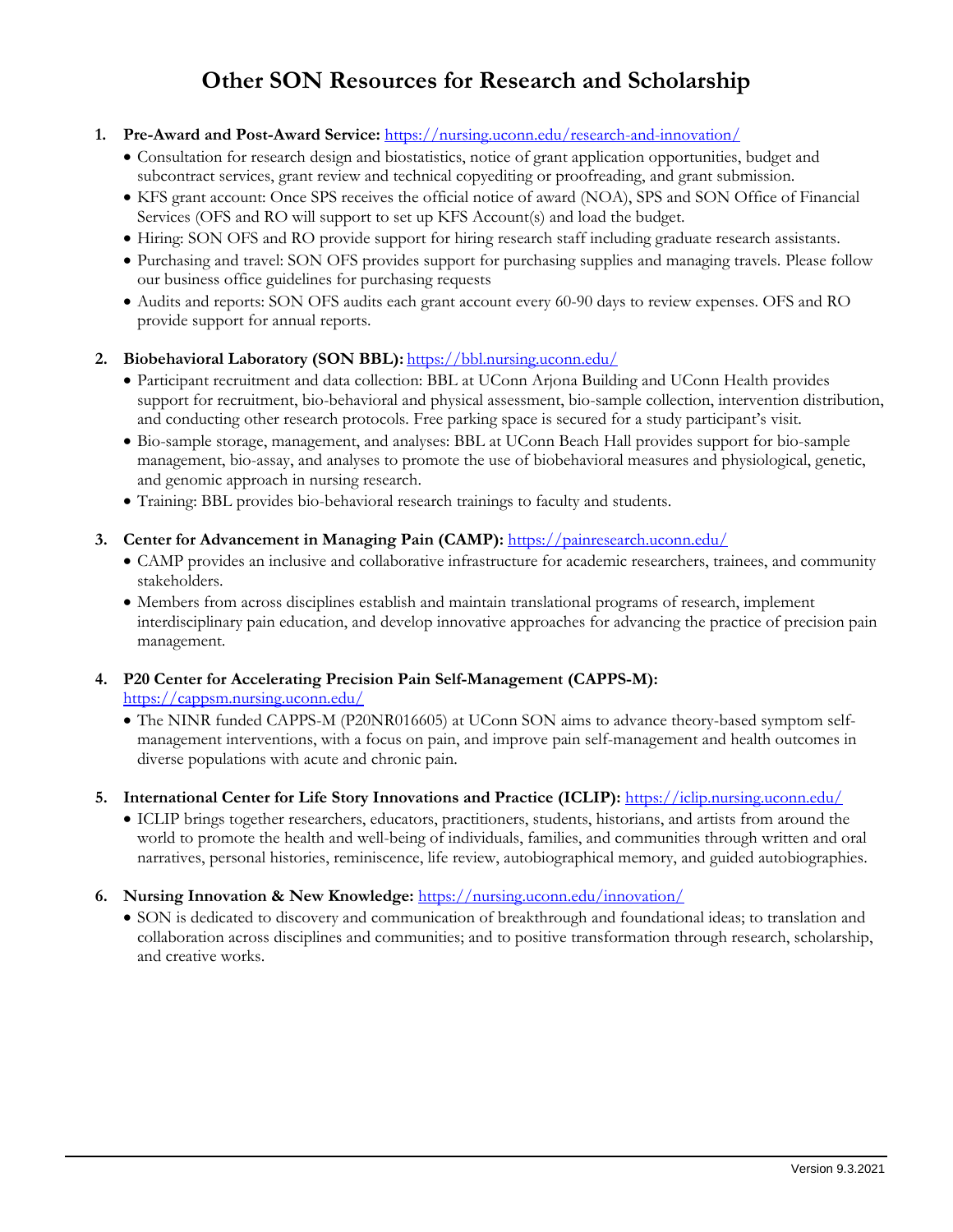# Other SON Resources for Research and Scholarship

1. **Pre-Award and Post-Award Service:** https://nursing.uconn.edu/research-and-innovation/
   - Consultation for research design and biostatistics, notice of grant application opportunities, budget and subcontract services, grant review and technical copyediting or proofreading, and grant submission.
   - KFS grant account: Once SPS receives the official notice of award (NOA), SPS and SON Office of Financial Services (OFS and RO will support to set up KFS Account(s) and load the budget.
   - Hiring: SON OFS and RO provide support for hiring research staff including graduate research assistants.
   - Purchasing and travel: SON OFS provides support for purchasing supplies and managing travels. Please follow our business office guidelines for purchasing requests
   - Audits and reports: SON OFS audits each grant account every 60-90 days to review expenses. OFS and RO provide support for annual reports.

2. **Biobehavioral Laboratory (SON BBL):** https://bbl.nursing.uconn.edu/
   - Participant recruitment and data collection: BBL at UConn Arjona Building and UConn Health provides support for recruitment, bio-behavioral and physical assessment, bio-sample collection, intervention distribution, and conducting other research protocols. Free parking space is secured for a study participant's visit.
   - Bio-sample storage, management, and analyses: BBL at UConn Beach Hall provides support for bio-sample management, bio-assay, and analyses to promote the use of biobehavioral measures and physiological, genetic, and genomic approach in nursing research.
   - Training: BBL provides bio-behavioral research trainings to faculty and students.

3. **Center for Advancement in Managing Pain (CAMP):** https://painresearch.uconn.edu/
   - CAMP provides an inclusive and collaborative infrastructure for academic researchers, trainees, and community stakeholders.
   - Members from across disciplines establish and maintain translational programs of research, implement interdisciplinary pain education, and develop innovative approaches for advancing the practice of precision pain management.

4. **P20 Center for Accelerating Precision Pain Self-Management (CAPPS-M):** https://cappsm.nursing.uconn.edu/
   - The NINR funded CAPPS-M (P20NR016605) at UConn SON aims to advance theory-based symptom self-management interventions, with a focus on pain, and improve pain self-management and health outcomes in diverse populations with acute and chronic pain.

5. **International Center for Life Story Innovations and Practice (ICLIP):** https://iclip.nursing.uconn.edu/
   - ICLIP brings together researchers, educators, practitioners, students, historians, and artists from around the world to promote the health and well-being of individuals, families, and communities through written and oral narratives, personal histories, reminiscence, life review, autobiographical memory, and guided autobiographies.

6. **Nursing Innovation & New Knowledge:** https://nursing.uconn.edu/innovation/
   - SON is dedicated to discovery and communication of breakthrough and foundational ideas; to translation and collaboration across disciplines and communities; and to positive transformation through research, scholarship, and creative works.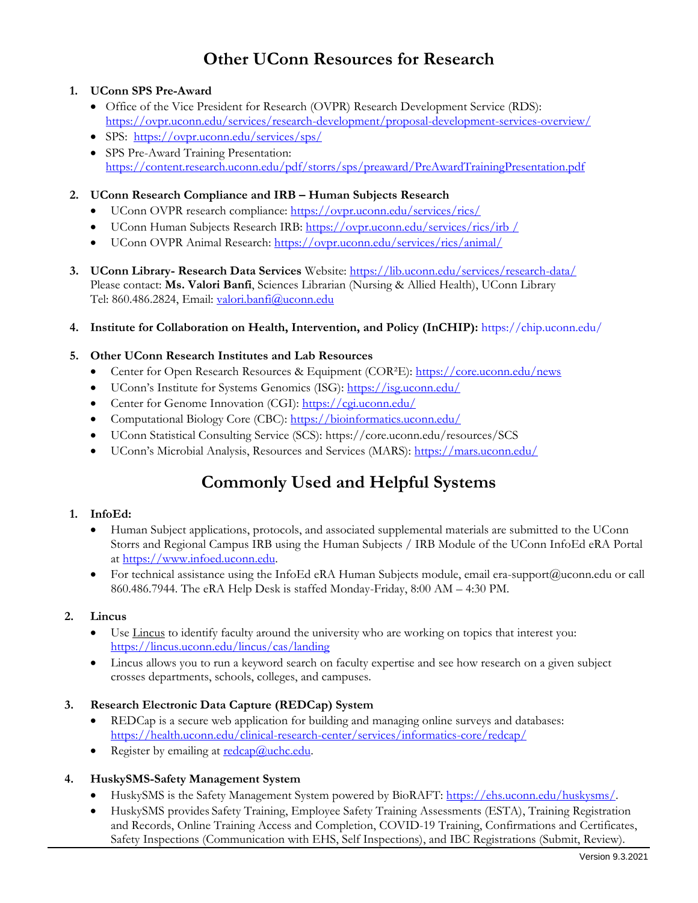# Other UConn Resources for Research

1. **UConn SPS Pre-Award**
   - Office of the Vice President for Research (OVPR) Research Development Service (RDS): https://ovpr.uconn.edu/services/research-development/proposal-development-services-overview/
   - SPS: https://ovpr.uconn.edu/services/sps/
   - SPS Pre-Award Training Presentation: https://content.research.uconn.edu/pdf/storrs/sps/preaward/PreAwardTrainingPresentation.pdf

2. **UConn Research Compliance and IRB – Human Subjects Research**
   - UConn OVPR research compliance: https://ovpr.uconn.edu/services/rics/
   - UConn Human Subjects Research IRB: https://ovpr.uconn.edu/services/rics/irb /
   - UConn OVPR Animal Research: https://ovpr.uconn.edu/services/rics/animal/

3. **UConn Library- Research Data Services** Website: https://lib.uconn.edu/services/research-data/
   Please contact: **Ms. Valori Banfi**, Sciences Librarian (Nursing & Allied Health), UConn Library
   Tel: 860.486.2824, Email: valori.banfi@uconn.edu

4. **Institute for Collaboration on Health, Intervention, and Policy (InCHIP):** https://chip.uconn.edu/

5. **Other UConn Research Institutes and Lab Resources**
   - Center for Open Research Resources & Equipment (COR²E): https://core.uconn.edu/news
   - UConn's Institute for Systems Genomics (ISG): https://isg.uconn.edu/
   - Center for Genome Innovation (CGI): https://cgi.uconn.edu/
   - Computational Biology Core (CBC): https://bioinformatics.uconn.edu/
   - UConn Statistical Consulting Service (SCS): https://core.uconn.edu/resources/SCS
   - UConn's Microbial Analysis, Resources and Services (MARS): https://mars.uconn.edu/

# Commonly Used and Helpful Systems

1. **InfoEd:**
   - Human Subject applications, protocols, and associated supplemental materials are submitted to the UConn Storrs and Regional Campus IRB using the Human Subjects / IRB Module of the UConn InfoEd eRA Portal at https://www.infoed.uconn.edu.
   - For technical assistance using the InfoEd eRA Human Subjects module, email era-support@uconn.edu or call 860.486.7944. The eRA Help Desk is staffed Monday-Friday, 8:00 AM – 4:30 PM.

2. **Lincus**
   - Use Lincus to identify faculty around the university who are working on topics that interest you: https://lincus.uconn.edu/lincus/cas/landing
   - Lincus allows you to run a keyword search on faculty expertise and see how research on a given subject crosses departments, schools, colleges, and campuses.

3. **Research Electronic Data Capture (REDCap) System**
   - REDCap is a secure web application for building and managing online surveys and databases: https://health.uconn.edu/clinical-research-center/services/informatics-core/redcap/
   - Register by emailing at redcap@uchc.edu.

4. **HuskySMS-Safety Management System**
   - HuskySMS is the Safety Management System powered by BioRAFT: https://ehs.uconn.edu/huskysms/.
   - HuskySMS provides Safety Training, Employee Safety Training Assessments (ESTA), Training Registration and Records, Online Training Access and Completion, COVID-19 Training, Confirmations and Certificates, Safety Inspections (Communication with EHS, Self Inspections), and IBC Registrations (Submit, Review).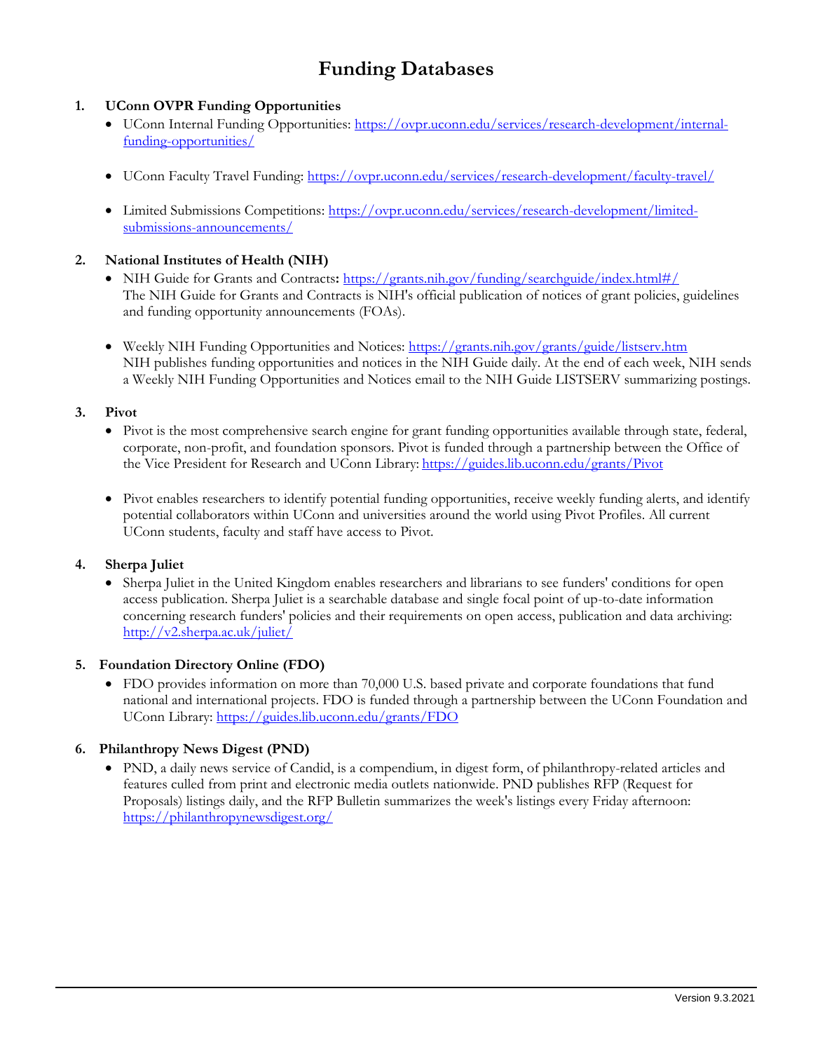# Funding Databases

1. **UConn OVPR Funding Opportunities**
   - UConn Internal Funding Opportunities: https://ovpr.uconn.edu/services/research-development/internal-funding-opportunities/
   - UConn Faculty Travel Funding: https://ovpr.uconn.edu/services/research-development/faculty-travel/
   - Limited Submissions Competitions: https://ovpr.uconn.edu/services/research-development/limited-submissions-announcements/

2. **National Institutes of Health (NIH)**
   - NIH Guide for Grants and Contracts**:** https://grants.nih.gov/funding/searchguide/index.html#/
     The NIH Guide for Grants and Contracts is NIH's official publication of notices of grant policies, guidelines and funding opportunity announcements (FOAs).
   - Weekly NIH Funding Opportunities and Notices: https://grants.nih.gov/grants/guide/listserv.htm
     NIH publishes funding opportunities and notices in the NIH Guide daily. At the end of each week, NIH sends a Weekly NIH Funding Opportunities and Notices email to the NIH Guide LISTSERV summarizing postings.

3. **Pivot**
   - Pivot is the most comprehensive search engine for grant funding opportunities available through state, federal, corporate, non-profit, and foundation sponsors. Pivot is funded through a partnership between the Office of the Vice President for Research and UConn Library: https://guides.lib.uconn.edu/grants/Pivot
   - Pivot enables researchers to identify potential funding opportunities, receive weekly funding alerts, and identify potential collaborators within UConn and universities around the world using Pivot Profiles. All current UConn students, faculty and staff have access to Pivot.

4. **Sherpa Juliet**
   - Sherpa Juliet in the United Kingdom enables researchers and librarians to see funders' conditions for open access publication. Sherpa Juliet is a searchable database and single focal point of up-to-date information concerning research funders' policies and their requirements on open access, publication and data archiving: http://v2.sherpa.ac.uk/juliet/

5. **Foundation Directory Online (FDO)**
   - FDO provides information on more than 70,000 U.S. based private and corporate foundations that fund national and international projects. FDO is funded through a partnership between the UConn Foundation and UConn Library: https://guides.lib.uconn.edu/grants/FDO

6. **Philanthropy News Digest (PND)**
   - PND, a daily news service of Candid, is a compendium, in digest form, of philanthropy-related articles and features culled from print and electronic media outlets nationwide. PND publishes RFP (Request for Proposals) listings daily, and the RFP Bulletin summarizes the week's listings every Friday afternoon: https://philanthropynewsdigest.org/

Version 9.3.2021